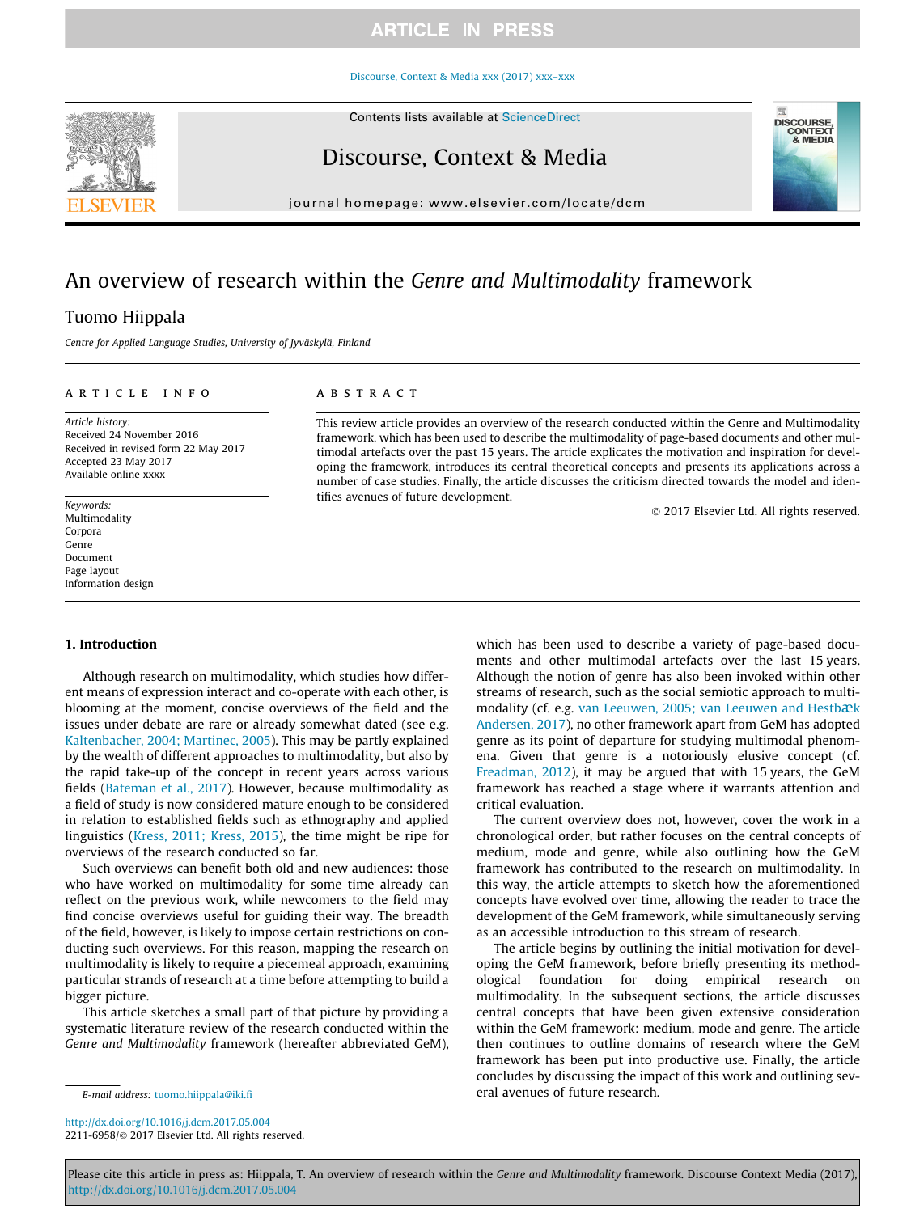# An overview of research within the *Genre and Multimodality* framework

Tuomo Hiippala

*Centre for Applied Language Studies, University of Jyväskylä, Finland*

ARTICLE INFO

*Article history:*
Received 24 November 2016
Received in revised form 22 May 2017
Accepted 23 May 2017
Available online xxxx

*Keywords:*
Multimodality
Corpora
Genre
Document
Page layout
Information design

ABSTRACT

This review article provides an overview of the research conducted within the Genre and Multimodality framework, which has been used to describe the multimodality of page-based documents and other multimodal artefacts over the past 15 years. The article explicates the motivation and inspiration for developing the framework, introduces its central theoretical concepts and presents its applications across a number of case studies. Finally, the article discusses the criticism directed towards the model and identifies avenues of future development.

© 2017 Elsevier Ltd. All rights reserved.

## 1. Introduction

Although research on multimodality, which studies how different means of expression interact and co-operate with each other, is blooming at the moment, concise overviews of the field and the issues under debate are rare or already somewhat dated (see e.g. Kaltenbacher, 2004; Martinec, 2005). This may be partly explained by the wealth of different approaches to multimodality, but also by the rapid take-up of the concept in recent years across various fields (Bateman et al., 2017). However, because multimodality as a field of study is now considered mature enough to be considered in relation to established fields such as ethnography and applied linguistics (Kress, 2011; Kress, 2015), the time might be ripe for overviews of the research conducted so far.

Such overviews can benefit both old and new audiences: those who have worked on multimodality for some time already can reflect on the previous work, while newcomers to the field may find concise overviews useful for guiding their way. The breadth of the field, however, is likely to impose certain restrictions on conducting such overviews. For this reason, mapping the research on multimodality is likely to require a piecemeal approach, examining particular strands of research at a time before attempting to build a bigger picture.

This article sketches a small part of that picture by providing a systematic literature review of the research conducted within the *Genre and Multimodality* framework (hereafter abbreviated GeM), which has been used to describe a variety of page-based documents and other multimodal artefacts over the last 15 years. Although the notion of genre has also been invoked within other streams of research, such as the social semiotic approach to multimodality (cf. e.g. van Leeuwen, 2005; van Leeuwen and Hestbæk Andersen, 2017), no other framework apart from GeM has adopted genre as its point of departure for studying multimodal phenomena. Given that genre is a notoriously elusive concept (cf. Freadman, 2012), it may be argued that with 15 years, the GeM framework has reached a stage where it warrants attention and critical evaluation.

The current overview does not, however, cover the work in a chronological order, but rather focuses on the central concepts of medium, mode and genre, while also outlining how the GeM framework has contributed to the research on multimodality. In this way, the article attempts to sketch how the aforementioned concepts have evolved over time, allowing the reader to trace the development of the GeM framework, while simultaneously serving as an accessible introduction to this stream of research.

The article begins by outlining the initial motivation for developing the GeM framework, before briefly presenting its methodological foundation for doing empirical research on multimodality. In the subsequent sections, the article discusses central concepts that have been given extensive consideration within the GeM framework: medium, mode and genre. The article then continues to outline domains of research where the GeM framework has been put into productive use. Finally, the article concludes by discussing the impact of this work and outlining several avenues of future research.

E-mail address: tuomo.hiippala@iki.fi

http://dx.doi.org/10.1016/j.dcm.2017.05.004
2211-6958/© 2017 Elsevier Ltd. All rights reserved.

Please cite this article in press as: Hiippala, T. An overview of research within the *Genre and Multimodality* framework. Discourse Context Media (2017), http://dx.doi.org/10.1016/j.dcm.2017.05.004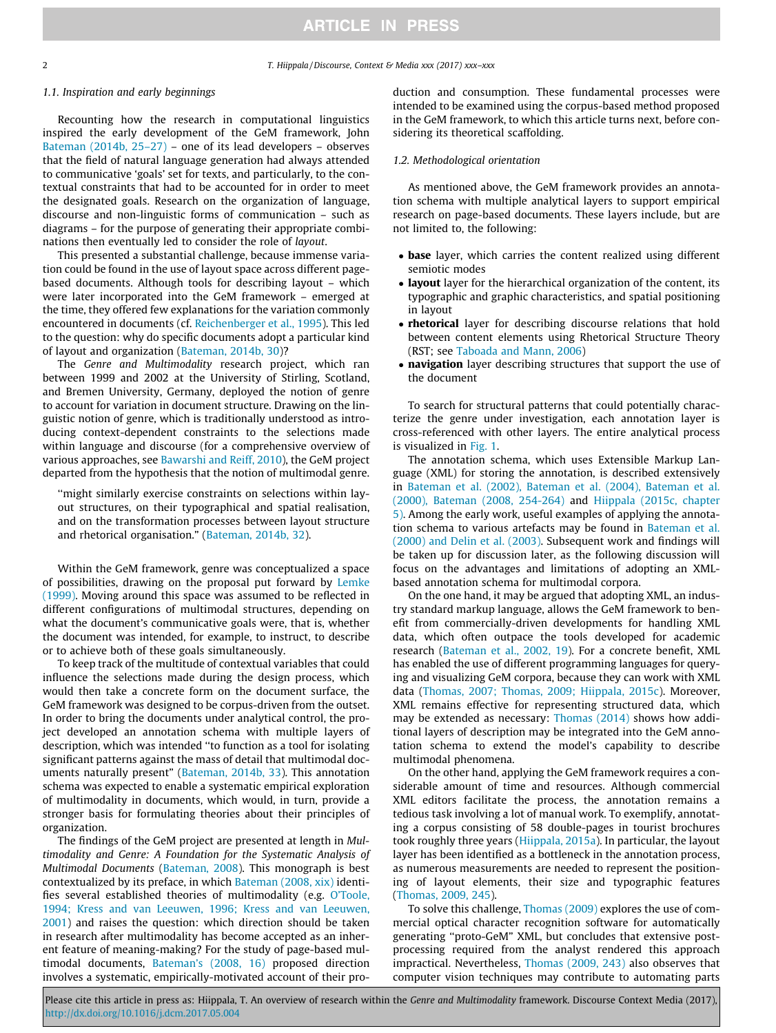### 1.1. Inspiration and early beginnings

Recounting how the research in computational linguistics inspired the early development of the GeM framework, John Bateman (2014b, 25–27) – one of its lead developers – observes that the field of natural language generation had always attended to communicative 'goals' set for texts, and particularly, to the contextual constraints that had to be accounted for in order to meet the designated goals. Research on the organization of language, discourse and non-linguistic forms of communication – such as diagrams – for the purpose of generating their appropriate combinations then eventually led to consider the role of *layout*.

This presented a substantial challenge, because immense variation could be found in the use of layout space across different page-based documents. Although tools for describing layout – which were later incorporated into the GeM framework – emerged at the time, they offered few explanations for the variation commonly encountered in documents (cf. Reichenberger et al., 1995). This led to the question: why do specific documents adopt a particular kind of layout and organization (Bateman, 2014b, 30)?

The *Genre and Multimodality* research project, which ran between 1999 and 2002 at the University of Stirling, Scotland, and Bremen University, Germany, deployed the notion of genre to account for variation in document structure. Drawing on the linguistic notion of genre, which is traditionally understood as introducing context-dependent constraints to the selections made within language and discourse (for a comprehensive overview of various approaches, see Bawarshi and Reiff, 2010), the GeM project departed from the hypothesis that the notion of multimodal genre.

> "might similarly exercise constraints on selections within layout structures, on their typographical and spatial realisation, and on the transformation processes between layout structure and rhetorical organisation." (Bateman, 2014b, 32).

Within the GeM framework, genre was conceptualized a space of possibilities, drawing on the proposal put forward by Lemke (1999). Moving around this space was assumed to be reflected in different configurations of multimodal structures, depending on what the document's communicative goals were, that is, whether the document was intended, for example, to instruct, to describe or to achieve both of these goals simultaneously.

To keep track of the multitude of contextual variables that could influence the selections made during the design process, which would then take a concrete form on the document surface, the GeM framework was designed to be corpus-driven from the outset. In order to bring the documents under analytical control, the project developed an annotation schema with multiple layers of description, which was intended "to function as a tool for isolating significant patterns against the mass of detail that multimodal documents naturally present" (Bateman, 2014b, 33). This annotation schema was expected to enable a systematic empirical exploration of multimodality in documents, which would, in turn, provide a stronger basis for formulating theories about their principles of organization.

The findings of the GeM project are presented at length in *Multimodality and Genre: A Foundation for the Systematic Analysis of Multimodal Documents* (Bateman, 2008). This monograph is best contextualized by its preface, in which Bateman (2008, xix) identifies several established theories of multimodality (e.g. O'Toole, 1994; Kress and van Leeuwen, 1996; Kress and van Leeuwen, 2001) and raises the question: which direction should be taken in research after multimodality has become accepted as an inherent feature of meaning-making? For the study of page-based multimodal documents, Bateman's (2008, 16) proposed direction involves a systematic, empirically-motivated account of their production and consumption. These fundamental processes were intended to be examined using the corpus-based method proposed in the GeM framework, to which this article turns next, before considering its theoretical scaffolding.

### 1.2. Methodological orientation

As mentioned above, the GeM framework provides an annotation schema with multiple analytical layers to support empirical research on page-based documents. These layers include, but are not limited to, the following:

- **base** layer, which carries the content realized using different semiotic modes
- **layout** layer for the hierarchical organization of the content, its typographic and graphic characteristics, and spatial positioning in layout
- **rhetorical** layer for describing discourse relations that hold between content elements using Rhetorical Structure Theory (RST; see Taboada and Mann, 2006)
- **navigation** layer describing structures that support the use of the document

To search for structural patterns that could potentially characterize the genre under investigation, each annotation layer is cross-referenced with other layers. The entire analytical process is visualized in Fig. 1.

The annotation schema, which uses Extensible Markup Language (XML) for storing the annotation, is described extensively in Bateman et al. (2002), Bateman et al. (2004), Bateman et al. (2000), Bateman (2008, 254-264) and Hiippala (2015c, chapter 5). Among the early work, useful examples of applying the annotation schema to various artefacts may be found in Bateman et al. (2000) and Delin et al. (2003). Subsequent work and findings will be taken up for discussion later, as the following discussion will focus on the advantages and limitations of adopting an XML-based annotation schema for multimodal corpora.

On the one hand, it may be argued that adopting XML, an industry standard markup language, allows the GeM framework to benefit from commercially-driven developments for handling XML data, which often outpace the tools developed for academic research (Bateman et al., 2002, 19). For a concrete benefit, XML has enabled the use of different programming languages for querying and visualizing GeM corpora, because they can work with XML data (Thomas, 2007; Thomas, 2009; Hiippala, 2015c). Moreover, XML remains effective for representing structured data, which may be extended as necessary: Thomas (2014) shows how additional layers of description may be integrated into the GeM annotation schema to extend the model's capability to describe multimodal phenomena.

On the other hand, applying the GeM framework requires a considerable amount of time and resources. Although commercial XML editors facilitate the process, the annotation remains a tedious task involving a lot of manual work. To exemplify, annotating a corpus consisting of 58 double-pages in tourist brochures took roughly three years (Hiippala, 2015a). In particular, the layout layer has been identified as a bottleneck in the annotation process, as numerous measurements are needed to represent the positioning of layout elements, their size and typographic features (Thomas, 2009, 245).

To solve this challenge, Thomas (2009) explores the use of commercial optical character recognition software for automatically generating "proto-GeM" XML, but concludes that extensive post-processing required from the analyst rendered this approach impractical. Nevertheless, Thomas (2009, 243) also observes that computer vision techniques may contribute to automating parts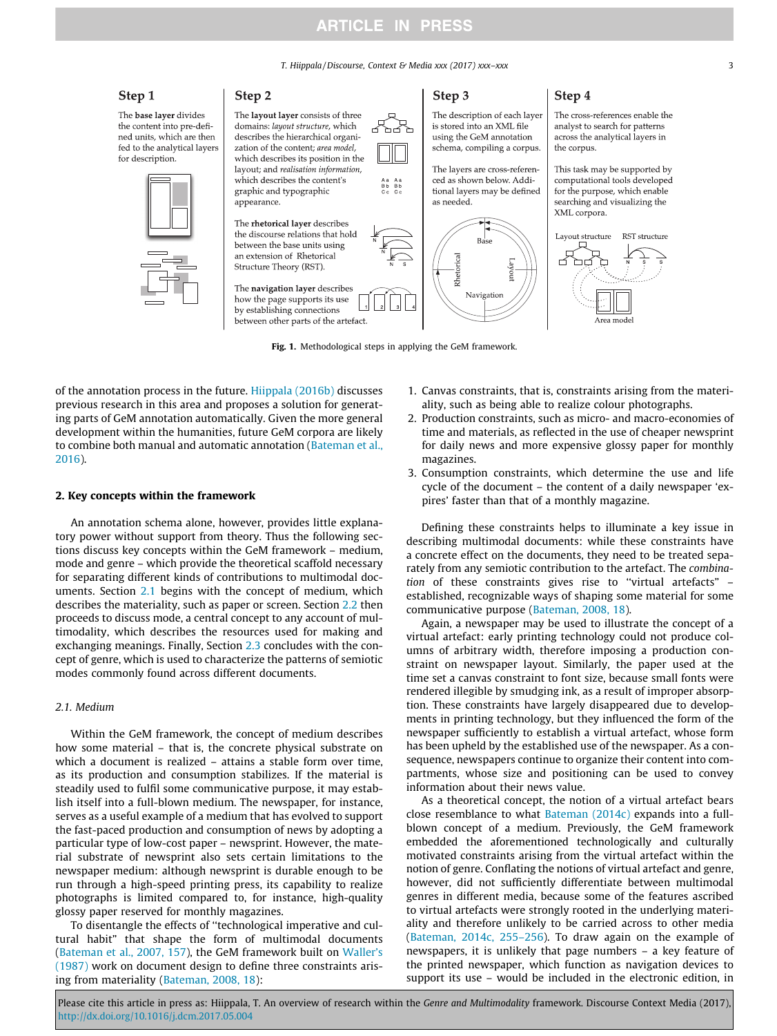**Step 1**

The **base layer** divides the content into pre-defined units, which are then fed to the analytical layers for description.

**Step 2**

The **layout layer** consists of three domains: *layout structure*, which describes the hierarchical organization of the content; *area model*, which describes its position in the layout; and *realisation information*, which describes the content's graphic and typographic appearance.

The **rhetorical layer** describes the discourse relations that hold between the base units using an extension of Rhetorical Structure Theory (RST).

The **navigation layer** describes how the page supports its use by establishing connections between other parts of the artefact.

**Step 3**

The description of each layer is stored into an XML file using the GeM annotation schema, compiling a corpus.

The layers are cross-referenced as shown below. Additional layers may be defined as needed.

**Step 4**

The cross-references enable the analyst to search for patterns across the analytical layers in the corpus.

This task may be supported by computational tools developed for the purpose, which enable searching and visualizing the XML corpora.

**Fig. 1.** Methodological steps in applying the GeM framework.

of the annotation process in the future. Hiippala (2016b) discusses previous research in this area and proposes a solution for generating parts of GeM annotation automatically. Given the more general development within the humanities, future GeM corpora are likely to combine both manual and automatic annotation (Bateman et al., 2016).

## 2. Key concepts within the framework

An annotation schema alone, however, provides little explanatory power without support from theory. Thus the following sections discuss key concepts within the GeM framework – medium, mode and genre – which provide the theoretical scaffold necessary for separating different kinds of contributions to multimodal documents. Section 2.1 begins with the concept of medium, which describes the materiality, such as paper or screen. Section 2.2 then proceeds to discuss mode, a central concept to any account of multimodality, which describes the resources used for making and exchanging meanings. Finally, Section 2.3 concludes with the concept of genre, which is used to characterize the patterns of semiotic modes commonly found across different documents.

### 2.1. Medium

Within the GeM framework, the concept of medium describes how some material – that is, the concrete physical substrate on which a document is realized – attains a stable form over time, as its production and consumption stabilizes. If the material is steadily used to fulfil some communicative purpose, it may establish itself into a full-blown medium. The newspaper, for instance, serves as a useful example of a medium that has evolved to support the fast-paced production and consumption of news by adopting a particular type of low-cost paper – newsprint. However, the material substrate of newsprint also sets certain limitations to the newspaper medium: although newsprint is durable enough to be run through a high-speed printing press, its capability to realize photographs is limited compared to, for instance, high-quality glossy paper reserved for monthly magazines.

To disentangle the effects of "technological imperative and cultural habit" that shape the form of multimodal documents (Bateman et al., 2007, 157), the GeM framework built on Waller's (1987) work on document design to define three constraints arising from materiality (Bateman, 2008, 18):

1. Canvas constraints, that is, constraints arising from the materiality, such as being able to realize colour photographs.
2. Production constraints, such as micro- and macro-economies of time and materials, as reflected in the use of cheaper newsprint for daily news and more expensive glossy paper for monthly magazines.
3. Consumption constraints, which determine the use and life cycle of the document – the content of a daily newspaper 'expires' faster than that of a monthly magazine.

Defining these constraints helps to illuminate a key issue in describing multimodal documents: while these constraints have a concrete effect on the documents, they need to be treated separately from any semiotic contribution to the artefact. The *combination* of these constraints gives rise to "virtual artefacts" – established, recognizable ways of shaping some material for some communicative purpose (Bateman, 2008, 18).

Again, a newspaper may be used to illustrate the concept of a virtual artefact: early printing technology could not produce columns of arbitrary width, therefore imposing a production constraint on newspaper layout. Similarly, the paper used at the time set a canvas constraint to font size, because small fonts were rendered illegible by smudging ink, as a result of improper absorption. These constraints have largely disappeared due to developments in printing technology, but they influenced the form of the newspaper sufficiently to establish a virtual artefact, whose form has been upheld by the established use of the newspaper. As a consequence, newspapers continue to organize their content into compartments, whose size and positioning can be used to convey information about their news value.

As a theoretical concept, the notion of a virtual artefact bears close resemblance to what Bateman (2014c) expands into a full-blown concept of a medium. Previously, the GeM framework embedded the aforementioned technologically and culturally motivated constraints arising from the virtual artefact within the notion of genre. Conflating the notions of virtual artefact and genre, however, did not sufficiently differentiate between multimodal genres in different media, because some of the features ascribed to virtual artefacts were strongly rooted in the underlying materiality and therefore unlikely to be carried across to other media (Bateman, 2014c, 255–256). To draw again on the example of newspapers, it is unlikely that page numbers – a key feature of the printed newspaper, which function as navigation devices to support its use – would be included in the electronic edition, in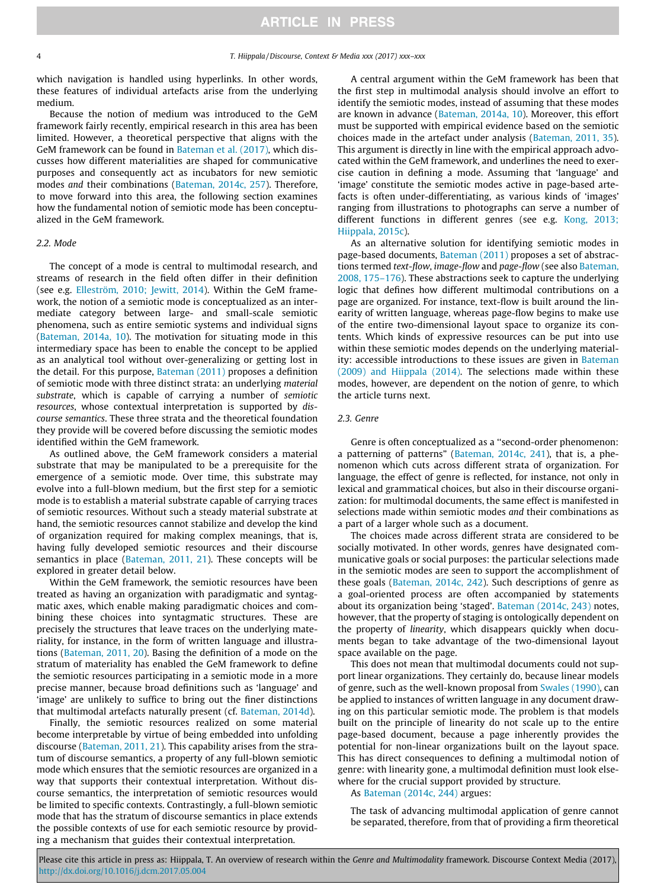which navigation is handled using hyperlinks. In other words, these features of individual artefacts arise from the underlying medium.

Because the notion of medium was introduced to the GeM framework fairly recently, empirical research in this area has been limited. However, a theoretical perspective that aligns with the GeM framework can be found in Bateman et al. (2017), which discusses how different materialities are shaped for communicative purposes and consequently act as incubators for new semiotic modes *and* their combinations (Bateman, 2014c, 257). Therefore, to move forward into this area, the following section examines how the fundamental notion of semiotic mode has been conceptualized in the GeM framework.

### 2.2. Mode

The concept of a mode is central to multimodal research, and streams of research in the field often differ in their definition (see e.g. Elleström, 2010; Jewitt, 2014). Within the GeM framework, the notion of a semiotic mode is conceptualized as an intermediate category between large- and small-scale semiotic phenomena, such as entire semiotic systems and individual signs (Bateman, 2014a, 10). The motivation for situating mode in this intermediary space has been to enable the concept to be applied as an analytical tool without over-generalizing or getting lost in the detail. For this purpose, Bateman (2011) proposes a definition of semiotic mode with three distinct strata: an underlying *material substrate*, which is capable of carrying a number of *semiotic resources*, whose contextual interpretation is supported by *discourse semantics*. These three strata and the theoretical foundation they provide will be covered before discussing the semiotic modes identified within the GeM framework.

As outlined above, the GeM framework considers a material substrate that may be manipulated to be a prerequisite for the emergence of a semiotic mode. Over time, this substrate may evolve into a full-blown medium, but the first step for a semiotic mode is to establish a material substrate capable of carrying traces of semiotic resources. Without such a steady material substrate at hand, the semiotic resources cannot stabilize and develop the kind of organization required for making complex meanings, that is, having fully developed semiotic resources and their discourse semantics in place (Bateman, 2011, 21). These concepts will be explored in greater detail below.

Within the GeM framework, the semiotic resources have been treated as having an organization with paradigmatic and syntagmatic axes, which enable making paradigmatic choices and combining these choices into syntagmatic structures. These are precisely the structures that leave traces on the underlying materiality, for instance, in the form of written language and illustrations (Bateman, 2011, 20). Basing the definition of a mode on the stratum of materiality has enabled the GeM framework to define the semiotic resources participating in a semiotic mode in a more precise manner, because broad definitions such as 'language' and 'image' are unlikely to suffice to bring out the finer distinctions that multimodal artefacts naturally present (cf. Bateman, 2014d).

Finally, the semiotic resources realized on some material become interpretable by virtue of being embedded into unfolding discourse (Bateman, 2011, 21). This capability arises from the stratum of discourse semantics, a property of any full-blown semiotic mode which ensures that the semiotic resources are organized in a way that supports their contextual interpretation. Without discourse semantics, the interpretation of semiotic resources would be limited to specific contexts. Contrastingly, a full-blown semiotic mode that has the stratum of discourse semantics in place extends the possible contexts of use for each semiotic resource by providing a mechanism that guides their contextual interpretation.

A central argument within the GeM framework has been that the first step in multimodal analysis should involve an effort to identify the semiotic modes, instead of assuming that these modes are known in advance (Bateman, 2014a, 10). Moreover, this effort must be supported with empirical evidence based on the semiotic choices made in the artefact under analysis (Bateman, 2011, 35). This argument is directly in line with the empirical approach advocated within the GeM framework, and underlines the need to exercise caution in defining a mode. Assuming that 'language' and 'image' constitute the semiotic modes active in page-based artefacts is often under-differentiating, as various kinds of 'images' ranging from illustrations to photographs can serve a number of different functions in different genres (see e.g. Kong, 2013; Hiippala, 2015c).

As an alternative solution for identifying semiotic modes in page-based documents, Bateman (2011) proposes a set of abstractions termed *text-flow*, *image-flow* and *page-flow* (see also Bateman, 2008, 175–176). These abstractions seek to capture the underlying logic that defines how different multimodal contributions on a page are organized. For instance, text-flow is built around the linearity of written language, whereas page-flow begins to make use of the entire two-dimensional layout space to organize its contents. Which kinds of expressive resources can be put into use within these semiotic modes depends on the underlying materiality: accessible introductions to these issues are given in Bateman (2009) and Hiippala (2014). The selections made within these modes, however, are dependent on the notion of genre, to which the article turns next.

### 2.3. Genre

Genre is often conceptualized as a "second-order phenomenon: a patterning of patterns" (Bateman, 2014c, 241), that is, a phenomenon which cuts across different strata of organization. For language, the effect of genre is reflected, for instance, not only in lexical and grammatical choices, but also in their discourse organization: for multimodal documents, the same effect is manifested in selections made within semiotic modes *and* their combinations as a part of a larger whole such as a document.

The choices made across different strata are considered to be socially motivated. In other words, genres have designated communicative goals or social purposes: the particular selections made in the semiotic modes are seen to support the accomplishment of these goals (Bateman, 2014c, 242). Such descriptions of genre as a goal-oriented process are often accompanied by statements about its organization being 'staged'. Bateman (2014c, 243) notes, however, that the property of staging is ontologically dependent on the property of *linearity*, which disappears quickly when documents began to take advantage of the two-dimensional layout space available on the page.

This does not mean that multimodal documents could not support linear organizations. They certainly do, because linear models of genre, such as the well-known proposal from Swales (1990), can be applied to instances of written language in any document drawing on this particular semiotic mode. The problem is that models built on the principle of linearity do not scale up to the entire page-based document, because a page inherently provides the potential for non-linear organizations built on the layout space. This has direct consequences to defining a multimodal notion of genre: with linearity gone, a multimodal definition must look elsewhere for the crucial support provided by structure.

As Bateman (2014c, 244) argues:

> The task of advancing multimodal application of genre cannot be separated, therefore, from that of providing a firm theoretical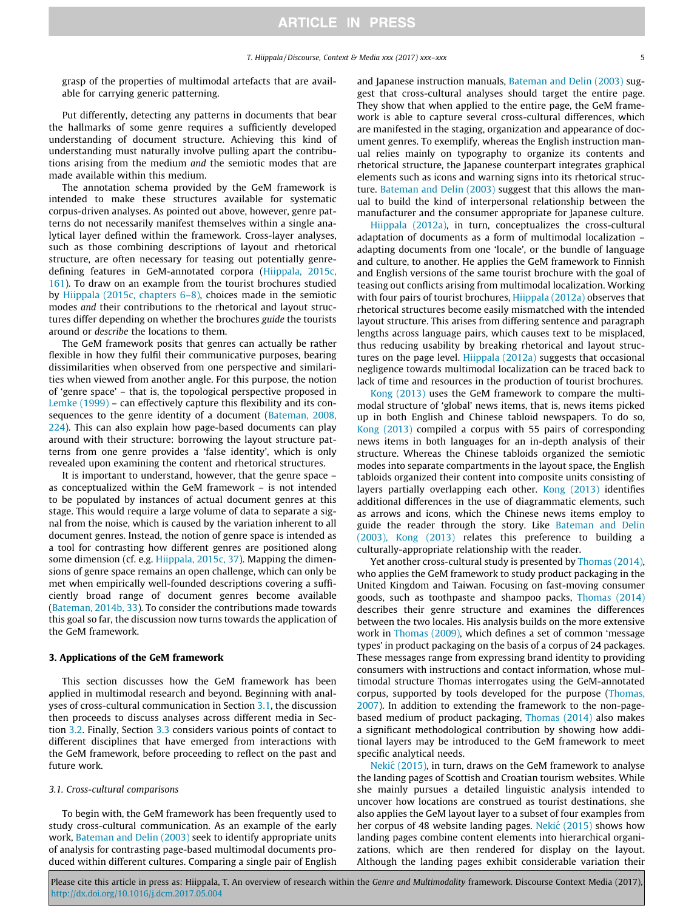grasp of the properties of multimodal artefacts that are available for carrying generic patterning.

Put differently, detecting any patterns in documents that bear the hallmarks of some genre requires a sufficiently developed understanding of document structure. Achieving this kind of understanding must naturally involve pulling apart the contributions arising from the medium *and* the semiotic modes that are made available within this medium.

The annotation schema provided by the GeM framework is intended to make these structures available for systematic corpus-driven analyses. As pointed out above, however, genre patterns do not necessarily manifest themselves within a single analytical layer defined within the framework. Cross-layer analyses, such as those combining descriptions of layout and rhetorical structure, are often necessary for teasing out potentially genre-defining features in GeM-annotated corpora (Hiippala, 2015c, 161). To draw on an example from the tourist brochures studied by Hiippala (2015c, chapters 6–8), choices made in the semiotic modes *and* their contributions to the rhetorical and layout structures differ depending on whether the brochures *guide* the tourists around or *describe* the locations to them.

The GeM framework posits that genres can actually be rather flexible in how they fulfil their communicative purposes, bearing dissimilarities when observed from one perspective and similarities when viewed from another angle. For this purpose, the notion of 'genre space' – that is, the topological perspective proposed in Lemke (1999) – can effectively capture this flexibility and its consequences to the genre identity of a document (Bateman, 2008, 224). This can also explain how page-based documents can play around with their structure: borrowing the layout structure patterns from one genre provides a 'false identity', which is only revealed upon examining the content and rhetorical structures.

It is important to understand, however, that the genre space – as conceptualized within the GeM framework – is not intended to be populated by instances of actual document genres at this stage. This would require a large volume of data to separate a signal from the noise, which is caused by the variation inherent to all document genres. Instead, the notion of genre space is intended as a tool for contrasting how different genres are positioned along some dimension (cf. e.g. Hiippala, 2015c, 37). Mapping the dimensions of genre space remains an open challenge, which can only be met when empirically well-founded descriptions covering a sufficiently broad range of document genres become available (Bateman, 2014b, 33). To consider the contributions made towards this goal so far, the discussion now turns towards the application of the GeM framework.

## 3. Applications of the GeM framework

This section discusses how the GeM framework has been applied in multimodal research and beyond. Beginning with analyses of cross-cultural communication in Section 3.1, the discussion then proceeds to discuss analyses across different media in Section 3.2. Finally, Section 3.3 considers various points of contact to different disciplines that have emerged from interactions with the GeM framework, before proceeding to reflect on the past and future work.

### 3.1. Cross-cultural comparisons

To begin with, the GeM framework has been frequently used to study cross-cultural communication. As an example of the early work, Bateman and Delin (2003) seek to identify appropriate units of analysis for contrasting page-based multimodal documents produced within different cultures. Comparing a single pair of English and Japanese instruction manuals, Bateman and Delin (2003) suggest that cross-cultural analyses should target the entire page. They show that when applied to the entire page, the GeM framework is able to capture several cross-cultural differences, which are manifested in the staging, organization and appearance of document genres. To exemplify, whereas the English instruction manual relies mainly on typography to organize its contents and rhetorical structure, the Japanese counterpart integrates graphical elements such as icons and warning signs into its rhetorical structure. Bateman and Delin (2003) suggest that this allows the manual to build the kind of interpersonal relationship between the manufacturer and the consumer appropriate for Japanese culture.

Hiippala (2012a), in turn, conceptualizes the cross-cultural adaptation of documents as a form of multimodal localization – adapting documents from one 'locale', or the bundle of language and culture, to another. He applies the GeM framework to Finnish and English versions of the same tourist brochure with the goal of teasing out conflicts arising from multimodal localization. Working with four pairs of tourist brochures, Hiippala (2012a) observes that rhetorical structures become easily mismatched with the intended layout structure. This arises from differing sentence and paragraph lengths across language pairs, which causes text to be misplaced, thus reducing usability by breaking rhetorical and layout structures on the page level. Hiippala (2012a) suggests that occasional negligence towards multimodal localization can be traced back to lack of time and resources in the production of tourist brochures.

Kong (2013) uses the GeM framework to compare the multimodal structure of 'global' news items, that is, news items picked up in both English and Chinese tabloid newspapers. To do so, Kong (2013) compiled a corpus with 55 pairs of corresponding news items in both languages for an in-depth analysis of their structure. Whereas the Chinese tabloids organized the semiotic modes into separate compartments in the layout space, the English tabloids organized their content into composite units consisting of layers partially overlapping each other. Kong (2013) identifies additional differences in the use of diagrammatic elements, such as arrows and icons, which the Chinese news items employ to guide the reader through the story. Like Bateman and Delin (2003), Kong (2013) relates this preference to building a culturally-appropriate relationship with the reader.

Yet another cross-cultural study is presented by Thomas (2014), who applies the GeM framework to study product packaging in the United Kingdom and Taiwan. Focusing on fast-moving consumer goods, such as toothpaste and shampoo packs, Thomas (2014) describes their genre structure and examines the differences between the two locales. His analysis builds on the more extensive work in Thomas (2009), which defines a set of common 'message types' in product packaging on the basis of a corpus of 24 packages. These messages range from expressing brand identity to providing consumers with instructions and contact information, whose multimodal structure Thomas interrogates using the GeM-annotated corpus, supported by tools developed for the purpose (Thomas, 2007). In addition to extending the framework to the non-page-based medium of product packaging, Thomas (2014) also makes a significant methodological contribution by showing how additional layers may be introduced to the GeM framework to meet specific analytical needs.

Nekić (2015), in turn, draws on the GeM framework to analyse the landing pages of Scottish and Croatian tourism websites. While she mainly pursues a detailed linguistic analysis intended to uncover how locations are construed as tourist destinations, she also applies the GeM layout layer to a subset of four examples from her corpus of 48 website landing pages. Nekić (2015) shows how landing pages combine content elements into hierarchical organizations, which are then rendered for display on the layout. Although the landing pages exhibit considerable variation their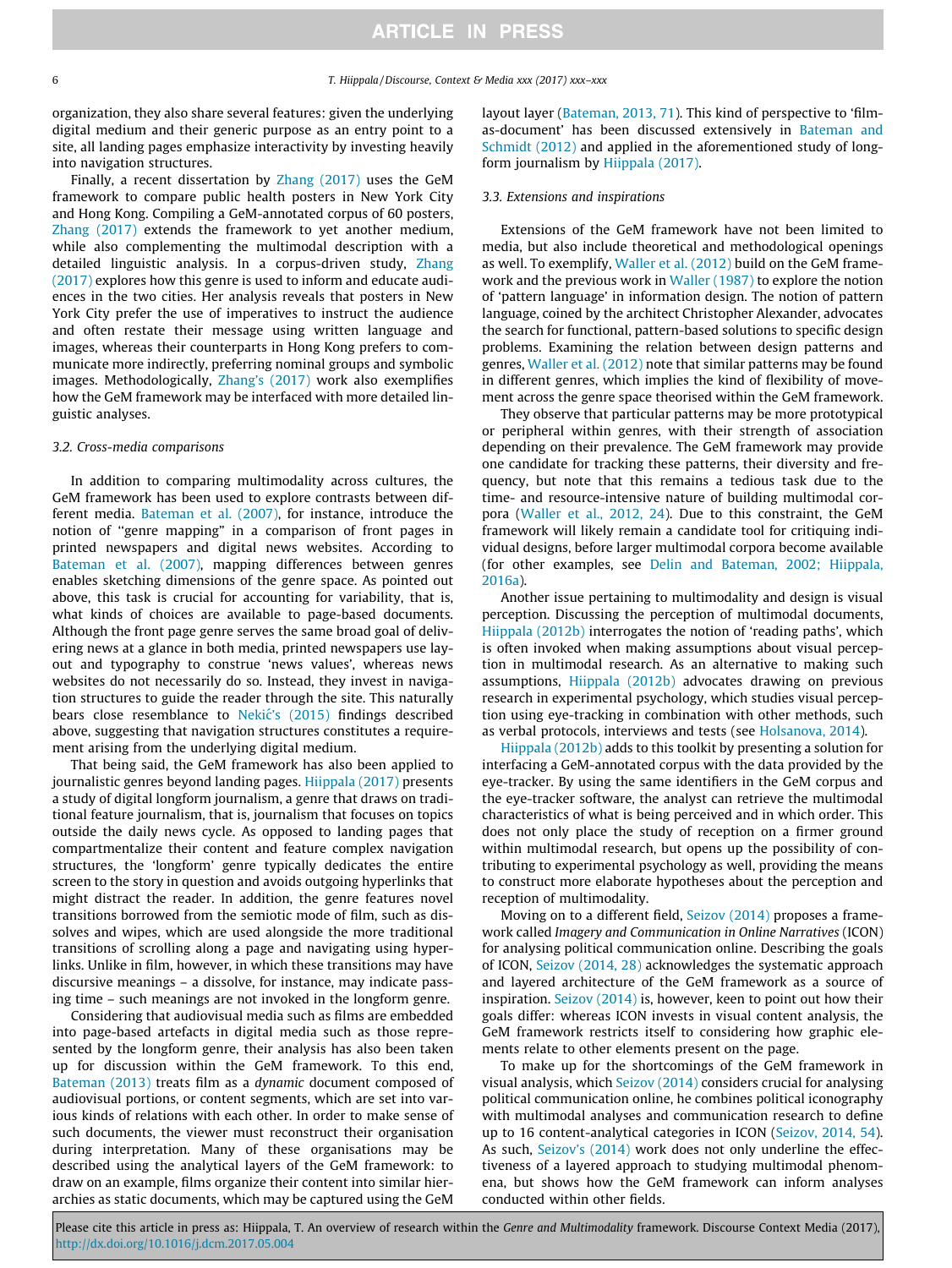organization, they also share several features: given the underlying digital medium and their generic purpose as an entry point to a site, all landing pages emphasize interactivity by investing heavily into navigation structures.

Finally, a recent dissertation by Zhang (2017) uses the GeM framework to compare public health posters in New York City and Hong Kong. Compiling a GeM-annotated corpus of 60 posters, Zhang (2017) extends the framework to yet another medium, while also complementing the multimodal description with a detailed linguistic analysis. In a corpus-driven study, Zhang (2017) explores how this genre is used to inform and educate audiences in the two cities. Her analysis reveals that posters in New York City prefer the use of imperatives to instruct the audience and often restate their message using written language and images, whereas their counterparts in Hong Kong prefers to communicate more indirectly, preferring nominal groups and symbolic images. Methodologically, Zhang's (2017) work also exemplifies how the GeM framework may be interfaced with more detailed linguistic analyses.

### 3.2. Cross-media comparisons

In addition to comparing multimodality across cultures, the GeM framework has been used to explore contrasts between different media. Bateman et al. (2007), for instance, introduce the notion of "genre mapping" in a comparison of front pages in printed newspapers and digital news websites. According to Bateman et al. (2007), mapping differences between genres enables sketching dimensions of the genre space. As pointed out above, this task is crucial for accounting for variability, that is, what kinds of choices are available to page-based documents. Although the front page genre serves the same broad goal of delivering news at a glance in both media, printed newspapers use layout and typography to construe 'news values', whereas news websites do not necessarily do so. Instead, they invest in navigation structures to guide the reader through the site. This naturally bears close resemblance to Nekić's (2015) findings described above, suggesting that navigation structures constitutes a requirement arising from the underlying digital medium.

That being said, the GeM framework has also been applied to journalistic genres beyond landing pages. Hiippala (2017) presents a study of digital longform journalism, a genre that draws on traditional feature journalism, that is, journalism that focuses on topics outside the daily news cycle. As opposed to landing pages that compartmentalize their content and feature complex navigation structures, the 'longform' genre typically dedicates the entire screen to the story in question and avoids outgoing hyperlinks that might distract the reader. In addition, the genre features novel transitions borrowed from the semiotic mode of film, such as dissolves and wipes, which are used alongside the more traditional transitions of scrolling along a page and navigating using hyperlinks. Unlike in film, however, in which these transitions may have discursive meanings – a dissolve, for instance, may indicate passing time – such meanings are not invoked in the longform genre.

Considering that audiovisual media such as films are embedded into page-based artefacts in digital media such as those represented by the longform genre, their analysis has also been taken up for discussion within the GeM framework. To this end, Bateman (2013) treats film as a *dynamic* document composed of audiovisual portions, or content segments, which are set into various kinds of relations with each other. In order to make sense of such documents, the viewer must reconstruct their organisation during interpretation. Many of these organisations may be described using the analytical layers of the GeM framework: to draw on an example, films organize their content into similar hierarchies as static documents, which may be captured using the GeM layout layer (Bateman, 2013, 71). This kind of perspective to 'film-as-document' has been discussed extensively in Bateman and Schmidt (2012) and applied in the aforementioned study of longform journalism by Hiippala (2017).

### 3.3. Extensions and inspirations

Extensions of the GeM framework have not been limited to media, but also include theoretical and methodological openings as well. To exemplify, Waller et al. (2012) build on the GeM framework and the previous work in Waller (1987) to explore the notion of 'pattern language' in information design. The notion of pattern language, coined by the architect Christopher Alexander, advocates the search for functional, pattern-based solutions to specific design problems. Examining the relation between design patterns and genres, Waller et al. (2012) note that similar patterns may be found in different genres, which implies the kind of flexibility of movement across the genre space theorised within the GeM framework.

They observe that particular patterns may be more prototypical or peripheral within genres, with their strength of association depending on their prevalence. The GeM framework may provide one candidate for tracking these patterns, their diversity and frequency, but note that this remains a tedious task due to the time- and resource-intensive nature of building multimodal corpora (Waller et al., 2012, 24). Due to this constraint, the GeM framework will likely remain a candidate tool for critiquing individual designs, before larger multimodal corpora become available (for other examples, see Delin and Bateman, 2002; Hiippala, 2016a).

Another issue pertaining to multimodality and design is visual perception. Discussing the perception of multimodal documents, Hiippala (2012b) interrogates the notion of 'reading paths', which is often invoked when making assumptions about visual perception in multimodal research. As an alternative to making such assumptions, Hiippala (2012b) advocates drawing on previous research in experimental psychology, which studies visual perception using eye-tracking in combination with other methods, such as verbal protocols, interviews and tests (see Holsanova, 2014).

Hiippala (2012b) adds to this toolkit by presenting a solution for interfacing a GeM-annotated corpus with the data provided by the eye-tracker. By using the same identifiers in the GeM corpus and the eye-tracker software, the analyst can retrieve the multimodal characteristics of what is being perceived and in which order. This does not only place the study of reception on a firmer ground within multimodal research, but opens up the possibility of contributing to experimental psychology as well, providing the means to construct more elaborate hypotheses about the perception and reception of multimodality.

Moving on to a different field, Seizov (2014) proposes a framework called *Imagery and Communication in Online Narratives* (ICON) for analysing political communication online. Describing the goals of ICON, Seizov (2014, 28) acknowledges the systematic approach and layered architecture of the GeM framework as a source of inspiration. Seizov (2014) is, however, keen to point out how their goals differ: whereas ICON invests in visual content analysis, the GeM framework restricts itself to considering how graphic elements relate to other elements present on the page.

To make up for the shortcomings of the GeM framework in visual analysis, which Seizov (2014) considers crucial for analysing political communication online, he combines political iconography with multimodal analyses and communication research to define up to 16 content-analytical categories in ICON (Seizov, 2014, 54). As such, Seizov's (2014) work does not only underline the effectiveness of a layered approach to studying multimodal phenomena, but shows how the GeM framework can inform analyses conducted within other fields.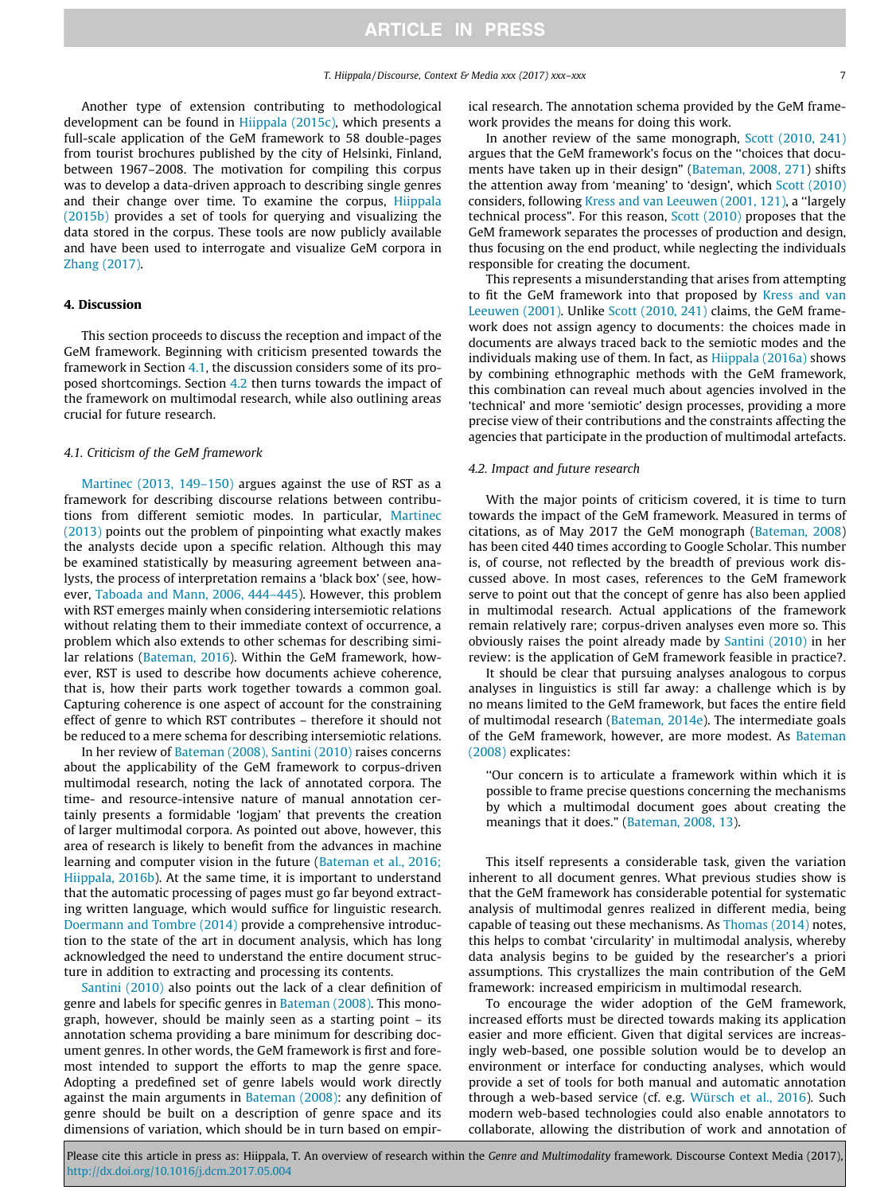Another type of extension contributing to methodological development can be found in Hiippala (2015c), which presents a full-scale application of the GeM framework to 58 double-pages from tourist brochures published by the city of Helsinki, Finland, between 1967–2008. The motivation for compiling this corpus was to develop a data-driven approach to describing single genres and their change over time. To examine the corpus, Hiippala (2015b) provides a set of tools for querying and visualizing the data stored in the corpus. These tools are now publicly available and have been used to interrogate and visualize GeM corpora in Zhang (2017).

## 4. Discussion

This section proceeds to discuss the reception and impact of the GeM framework. Beginning with criticism presented towards the framework in Section 4.1, the discussion considers some of its proposed shortcomings. Section 4.2 then turns towards the impact of the framework on multimodal research, while also outlining areas crucial for future research.

### 4.1. Criticism of the GeM framework

Martinec (2013, 149–150) argues against the use of RST as a framework for describing discourse relations between contributions from different semiotic modes. In particular, Martinec (2013) points out the problem of pinpointing what exactly makes the analysts decide upon a specific relation. Although this may be examined statistically by measuring agreement between analysts, the process of interpretation remains a 'black box' (see, however, Taboada and Mann, 2006, 444–445). However, this problem with RST emerges mainly when considering intersemiotic relations without relating them to their immediate context of occurrence, a problem which also extends to other schemas for describing similar relations (Bateman, 2016). Within the GeM framework, however, RST is used to describe how documents achieve coherence, that is, how their parts work together towards a common goal. Capturing coherence is one aspect of account for the constraining effect of genre to which RST contributes – therefore it should not be reduced to a mere schema for describing intersemiotic relations.

In her review of Bateman (2008), Santini (2010) raises concerns about the applicability of the GeM framework to corpus-driven multimodal research, noting the lack of annotated corpora. The time- and resource-intensive nature of manual annotation certainly presents a formidable 'logjam' that prevents the creation of larger multimodal corpora. As pointed out above, however, this area of research is likely to benefit from the advances in machine learning and computer vision in the future (Bateman et al., 2016; Hiippala, 2016b). At the same time, it is important to understand that the automatic processing of pages must go far beyond extracting written language, which would suffice for linguistic research. Doermann and Tombre (2014) provide a comprehensive introduction to the state of the art in document analysis, which has long acknowledged the need to understand the entire document structure in addition to extracting and processing its contents.

Santini (2010) also points out the lack of a clear definition of genre and labels for specific genres in Bateman (2008). This monograph, however, should be mainly seen as a starting point – its annotation schema providing a bare minimum for describing document genres. In other words, the GeM framework is first and foremost intended to support the efforts to map the genre space. Adopting a predefined set of genre labels would work directly against the main arguments in Bateman (2008): any definition of genre should be built on a description of genre space and its dimensions of variation, which should be in turn based on empirical research. The annotation schema provided by the GeM framework provides the means for doing this work.

In another review of the same monograph, Scott (2010, 241) argues that the GeM framework's focus on the "choices that documents have taken up in their design" (Bateman, 2008, 271) shifts the attention away from 'meaning' to 'design', which Scott (2010) considers, following Kress and van Leeuwen (2001, 121), a "largely technical process". For this reason, Scott (2010) proposes that the GeM framework separates the processes of production and design, thus focusing on the end product, while neglecting the individuals responsible for creating the document.

This represents a misunderstanding that arises from attempting to fit the GeM framework into that proposed by Kress and van Leeuwen (2001). Unlike Scott (2010, 241) claims, the GeM framework does not assign agency to documents: the choices made in documents are always traced back to the semiotic modes and the individuals making use of them. In fact, as Hiippala (2016a) shows by combining ethnographic methods with the GeM framework, this combination can reveal much about agencies involved in the 'technical' and more 'semiotic' design processes, providing a more precise view of their contributions and the constraints affecting the agencies that participate in the production of multimodal artefacts.

### 4.2. Impact and future research

With the major points of criticism covered, it is time to turn towards the impact of the GeM framework. Measured in terms of citations, as of May 2017 the GeM monograph (Bateman, 2008) has been cited 440 times according to Google Scholar. This number is, of course, not reflected by the breadth of previous work discussed above. In most cases, references to the GeM framework serve to point out that the concept of genre has also been applied in multimodal research. Actual applications of the framework remain relatively rare; corpus-driven analyses even more so. This obviously raises the point already made by Santini (2010) in her review: is the application of GeM framework feasible in practice?.

It should be clear that pursuing analyses analogous to corpus analyses in linguistics is still far away: a challenge which is by no means limited to the GeM framework, but faces the entire field of multimodal research (Bateman, 2014e). The intermediate goals of the GeM framework, however, are more modest. As Bateman (2008) explicates:

> "Our concern is to articulate a framework within which it is possible to frame precise questions concerning the mechanisms by which a multimodal document goes about creating the meanings that it does." (Bateman, 2008, 13).

This itself represents a considerable task, given the variation inherent to all document genres. What previous studies show is that the GeM framework has considerable potential for systematic analysis of multimodal genres realized in different media, being capable of teasing out these mechanisms. As Thomas (2014) notes, this helps to combat 'circularity' in multimodal analysis, whereby data analysis begins to be guided by the researcher's a priori assumptions. This crystallizes the main contribution of the GeM framework: increased empiricism in multimodal research.

To encourage the wider adoption of the GeM framework, increased efforts must be directed towards making its application easier and more efficient. Given that digital services are increasingly web-based, one possible solution would be to develop an environment or interface for conducting analyses, which would provide a set of tools for both manual and automatic annotation through a web-based service (cf. e.g. Würsch et al., 2016). Such modern web-based technologies could also enable annotators to collaborate, allowing the distribution of work and annotation of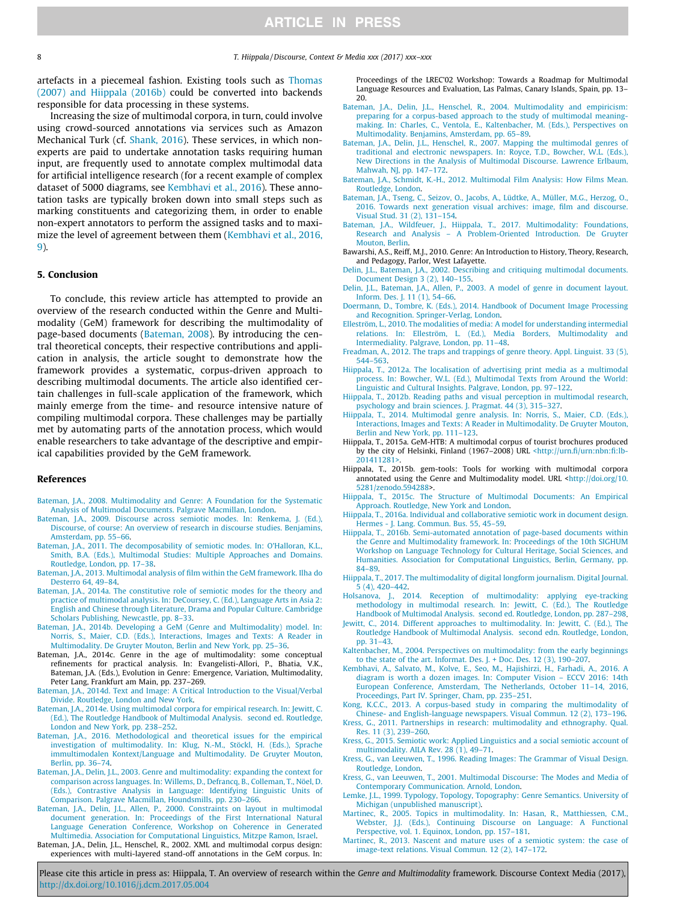artefacts in a piecemeal fashion. Existing tools such as Thomas (2007) and Hiippala (2016b) could be converted into backends responsible for data processing in these systems.

Increasing the size of multimodal corpora, in turn, could involve using crowd-sourced annotations via services such as Amazon Mechanical Turk (cf. Shank, 2016). These services, in which non-experts are paid to undertake annotation tasks requiring human input, are frequently used to annotate complex multimodal data for artificial intelligence research (for a recent example of complex dataset of 5000 diagrams, see Kembhavi et al., 2016). These annotation tasks are typically broken down into small steps such as marking constituents and categorizing them, in order to enable non-expert annotators to perform the assigned tasks and to maximize the level of agreement between them (Kembhavi et al., 2016, 9).

## 5. Conclusion

To conclude, this review article has attempted to provide an overview of the research conducted within the Genre and Multimodality (GeM) framework for describing the multimodality of page-based documents (Bateman, 2008). By introducing the central theoretical concepts, their respective contributions and application in analysis, the article sought to demonstrate how the framework provides a systematic, corpus-driven approach to describing multimodal documents. The article also identified certain challenges in full-scale application of the framework, which mainly emerge from the time- and resource intensive nature of compiling multimodal corpora. These challenges may be partially met by automating parts of the annotation process, which would enable researchers to take advantage of the descriptive and empirical capabilities provided by the GeM framework.

## References

Bateman, J.A., 2008. Multimodality and Genre: A Foundation for the Systematic Analysis of Multimodal Documents. Palgrave Macmillan, London.

Bateman, J.A., 2009. Discourse across semiotic modes. In: Renkema, J. (Ed.), Discourse, of course: An overview of research in discourse studies. Benjamins, Amsterdam, pp. 55–66.

Bateman, J.A., 2011. The decomposability of semiotic modes. In: O'Halloran, K.L., Smith, B.A. (Eds.), Multimodal Studies: Multiple Approaches and Domains. Routledge, London, pp. 17–38.

Bateman, J.A., 2013. Multimodal analysis of film within the GeM framework. Ilha do Desterro 64, 49–84.

Bateman, J.A., 2014a. The constitutive role of semiotic modes for the theory and practice of multimodal analysis. In: DeCoursey, C. (Ed.), Language Arts in Asia 2: English and Chinese through Literature, Drama and Popular Culture. Cambridge Scholars Publishing, Newcastle, pp. 8–33.

Bateman, J.A., 2014b. Developing a GeM (Genre and Multimodality) model. In: Norris, S., Maier, C.D. (Eds.), Interactions, Images and Texts: A Reader in Multimodality. De Gruyter Mouton, Berlin and New York, pp. 25–36.

Bateman, J.A., 2014c. Genre in the age of multimodality: some conceptual refinements for practical analysis. In: Evangelisti-Allori, P., Bhatia, V.K., Bateman, J.A. (Eds.), Evolution in Genre: Emergence, Variation, Multimodality, Peter Lang, Frankfurt am Main, pp. 237–269.

Bateman, J.A., 2014d. Text and Image: A Critical Introduction to the Visual/Verbal Divide. Routledge, London and New York.

Bateman, J.A., 2014e. Using multimodal corpora for empirical research. In: Jewitt, C. (Ed.), The Routledge Handbook of Multimodal Analysis. second ed. Routledge, London and New York, pp. 238–252.

Bateman, J.A., 2016. Methodological and theoretical issues for the empirical investigation of multimodality. In: Klug, N.-M., Stöckl, H. (Eds.), Sprache immultimodalen Kontext/Language and Multimodality. De Gruyter Mouton, Berlin, pp. 36–74.

Bateman, J.A., Delin, J.L., 2003. Genre and multimodality: expanding the context for comparison across languages. In: Willems, D., Defrancq, B., Colleman, T., Nöel, D. (Eds.), Contrastive Analysis in Language: Identifying Linguistic Units of Comparison. Palgrave Macmillan, Houndsmills, pp. 230–266.

Bateman, J.A., Delin, J.L., Allen, P., 2000. Constraints on layout in multimodal document generation. In: Proceedings of the First International Natural Language Generation Conference, Workshop on Coherence in Generated Multimedia. Association for Computational Linguistics, Mitzpe Ramon, Israel.

Bateman, J.A., Delin, J.L., Henschel, R., 2002. XML and multimodal corpus design: experiences with multi-layered stand-off annotations in the GeM corpus. In: Proceedings of the LREC'02 Workshop: Towards a Roadmap for Multimodal Language Resources and Evaluation, Las Palmas, Canary Islands, Spain, pp. 13–20.

Bateman, J.A., Delin, J.L., Henschel, R., 2004. Multimodality and empiricism: preparing for a corpus-based approach to the study of multimodal meaning-making. In: Charles, C., Ventola, E., Kaltenbacher, M. (Eds.), Perspectives on Multimodality. Benjamins, Amsterdam, pp. 65–89.

Bateman, J.A., Delin, J.L., Henschel, R., 2007. Mapping the multimodal genres of traditional and electronic newspapers. In: Royce, T.D., Bowcher, W.L. (Eds.), New Directions in the Analysis of Multimodal Discourse. Lawrence Erlbaum, Mahwah, NJ, pp. 147–172.

Bateman, J.A., Schmidt, K.-H., 2012. Multimodal Film Analysis: How Films Mean. Routledge, London.

Bateman, J.A., Tseng, C., Seizov, O., Jacobs, A., Lüdtke, A., Müller, M.G., Herzog, O., 2016. Towards next generation visual archives: image, film and discourse. Visual Stud. 31 (2), 131–154.

Bateman, J.A., Wildfeuer, J., Hiippala, T., 2017. Multimodality: Foundations, Research and Analysis – A Problem-Oriented Introduction. De Gruyter Mouton, Berlin.

Bawarshi, A.S., Reiff, M.J., 2010. Genre: An Introduction to History, Theory, Research, and Pedagogy, Parlor, West Lafayette.

Delin, J.L., Bateman, J.A., 2002. Describing and critiquing multimodal documents. Document Design 3 (2), 140–155.

Delin, J.L., Bateman, J.A., Allen, P., 2003. A model of genre in document layout. Inform. Des. J. 11 (1), 54–66.

Doermann, D., Tombre, K. (Eds.), 2014. Handbook of Document Image Processing and Recognition. Springer-Verlag, London.

Elleström, L., 2010. The modalities of media: A model for understanding intermedial relations. In: Elleström, L. (Ed.), Media Borders, Multimodality and Intermediality. Palgrave, London, pp. 11–48.

Freadman, A., 2012. The traps and trappings of genre theory. Appl. Linguist. 33 (5), 544–563.

Hiippala, T., 2012a. The localisation of advertising print media as a multimodal process. In: Bowcher, W.L. (Ed.), Multimodal Texts from Around the World: Linguistic and Cultural Insights. Palgrave, London, pp. 97–122.

Hiippala, T., 2012b. Reading paths and visual perception in multimodal research, psychology and brain sciences. J. Pragmat. 44 (3), 315–327.

Hiippala, T., 2014. Multimodal genre analysis. In: Norris, S., Maier, C.D. (Eds.), Interactions, Images and Texts: A Reader in Multimodality. De Gruyter Mouton, Berlin and New York, pp. 111–123.

Hiippala, T., 2015a. GeM-HTB: A multimodal corpus of tourist brochures produced by the city of Helsinki, Finland (1967–2008) URL <http://urn.fi/urn:nbn:fi:lb-201411281>.

Hiippala, T., 2015b. gem-tools: Tools for working with multimodal corpora annotated using the Genre and Multimodality model. URL <http://doi.org/10.5281/zenodo.594288>.

Hiippala, T., 2015c. The Structure of Multimodal Documents: An Empirical Approach. Routledge, New York and London.

Hiippala, T., 2016a. Individual and collaborative semiotic work in document design. Hermes - J. Lang. Commun. Bus. 55, 45–59.

Hiippala, T., 2016b. Semi-automated annotation of page-based documents within the Genre and Multimodality framework. In: Proceedings of the 10th SIGHUM Workshop on Language Technology for Cultural Heritage, Social Sciences, and Humanities. Association for Computational Linguistics, Berlin, Germany, pp. 84–89.

Hiippala, T., 2017. The multimodality of digital longform journalism. Digital Journal. 5 (4), 420–442.

Holsanova, J., 2014. Reception of multimodality: applying eye-tracking methodology in multimodal research. In: Jewitt, C. (Ed.), The Routledge Handbook of Multimodal Analysis. second ed. Routledge, London, pp. 287–298.

Jewitt, C., 2014. Different approaches to multimodality. In: Jewitt, C. (Ed.), The Routledge Handbook of Multimodal Analysis. second edn. Routledge, London, pp. 31–43.

Kaltenbacher, M., 2004. Perspectives on multimodality: from the early beginnings to the state of the art. Informat. Des. J. + Doc. Des. 12 (3), 190–207.

Kembhavi, A., Salvato, M., Kolve, E., Seo, M., Hajishirzi, H., Farhadi, A., 2016. A diagram is worth a dozen images. In: Computer Vision – ECCV 2016: 14th European Conference, Amsterdam, The Netherlands, October 11–14, 2016, Proceedings, Part IV. Springer, Cham, pp. 235–251.

Kong, K.C.C., 2013. A corpus-based study in comparing the multimodality of Chinese- and English-language newspapers. Visual Commun. 12 (2), 173–196.

Kress, G., 2011. Partnerships in research: multimodality and ethnography. Qual. Res. 11 (3), 239–260.

Kress, G., 2015. Semiotic work: Applied Linguistics and a social semiotic account of multimodality. AILA Rev. 28 (1), 49–71.

Kress, G., van Leeuwen, T., 1996. Reading Images: The Grammar of Visual Design. Routledge, London.

Kress, G., van Leeuwen, T., 2001. Multimodal Discourse: The Modes and Media of Contemporary Communication. Arnold, London.

Lemke, J.L., 1999. Typology, Topology, Topography: Genre Semantics. University of Michigan (unpublished manuscript).

Martinec, R., 2005. Topics in multimodality. In: Hasan, R., Matthiessen, C.M., Webster, J.J. (Eds.), Continuing Discourse on Language: A Functional Perspective, vol. 1. Equinox, London, pp. 157–181.

Martinec, R., 2013. Nascent and mature uses of a semiotic system: the case of image-text relations. Visual Commun. 12 (2), 147–172.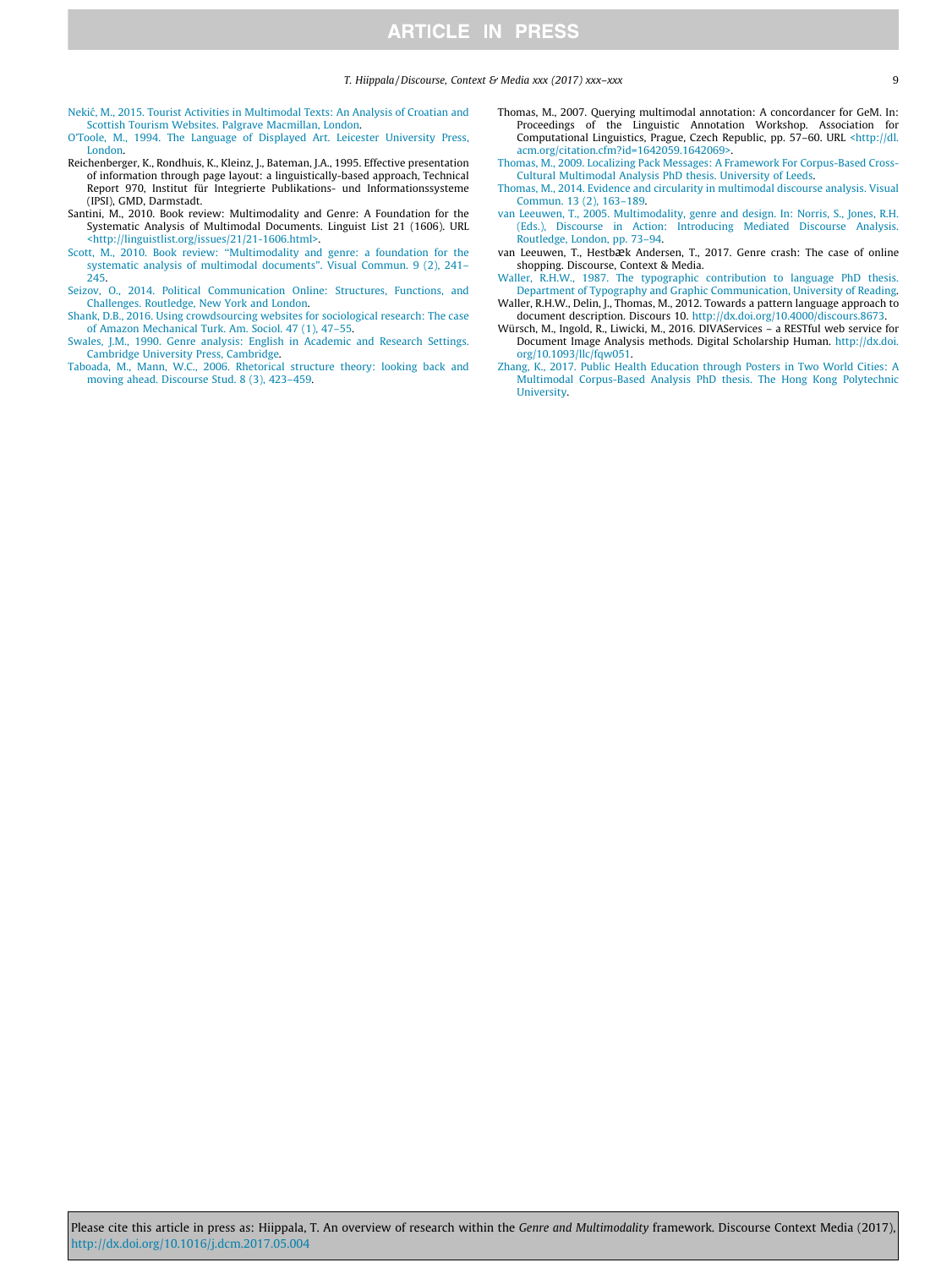Nekić, M., 2015. Tourist Activities in Multimodal Texts: An Analysis of Croatian and Scottish Tourism Websites. Palgrave Macmillan, London.

O'Toole, M., 1994. The Language of Displayed Art. Leicester University Press, London.

Reichenberger, K., Rondhuis, K., Kleinz, J., Bateman, J.A., 1995. Effective presentation of information through page layout: a linguistically-based approach, Technical Report 970, Institut für Integrierte Publikations- und Informationssysteme (IPSI), GMD, Darmstadt.

Santini, M., 2010. Book review: Multimodality and Genre: A Foundation for the Systematic Analysis of Multimodal Documents. Linguist List 21 (1606). URL <http://linguistlist.org/issues/21/21-1606.html>.

Scott, M., 2010. Book review: "Multimodality and genre: a foundation for the systematic analysis of multimodal documents". Visual Commun. 9 (2), 241–245.

Seizov, O., 2014. Political Communication Online: Structures, Functions, and Challenges. Routledge, New York and London.

Shank, D.B., 2016. Using crowdsourcing websites for sociological research: The case of Amazon Mechanical Turk. Am. Sociol. 47 (1), 47–55.

Swales, J.M., 1990. Genre analysis: English in Academic and Research Settings. Cambridge University Press, Cambridge.

Taboada, M., Mann, W.C., 2006. Rhetorical structure theory: looking back and moving ahead. Discourse Stud. 8 (3), 423–459.

Thomas, M., 2007. Querying multimodal annotation: A concordancer for GeM. In: Proceedings of the Linguistic Annotation Workshop. Association for Computational Linguistics, Prague, Czech Republic, pp. 57–60. URL <http://dl.acm.org/citation.cfm?id=1642059.1642069>.

Thomas, M., 2009. Localizing Pack Messages: A Framework For Corpus-Based Cross-Cultural Multimodal Analysis PhD thesis. University of Leeds.

Thomas, M., 2014. Evidence and circularity in multimodal discourse analysis. Visual Commun. 13 (2), 163–189.

van Leeuwen, T., 2005. Multimodality, genre and design. In: Norris, S., Jones, R.H. (Eds.), Discourse in Action: Introducing Mediated Discourse Analysis. Routledge, London, pp. 73–94.

van Leeuwen, T., Hestbæk Andersen, T., 2017. Genre crash: The case of online shopping. Discourse, Context & Media.

Waller, R.H.W., 1987. The typographic contribution to language PhD thesis. Department of Typography and Graphic Communication, University of Reading.

Waller, R.H.W., Delin, J., Thomas, M., 2012. Towards a pattern language approach to document description. Discours 10. http://dx.doi.org/10.4000/discours.8673.

Würsch, M., Ingold, R., Liwicki, M., 2016. DIVAServices – a RESTful web service for Document Image Analysis methods. Digital Scholarship Human. http://dx.doi.org/10.1093/llc/fqw051.

Zhang, K., 2017. Public Health Education through Posters in Two World Cities: A Multimodal Corpus-Based Analysis PhD thesis. The Hong Kong Polytechnic University.